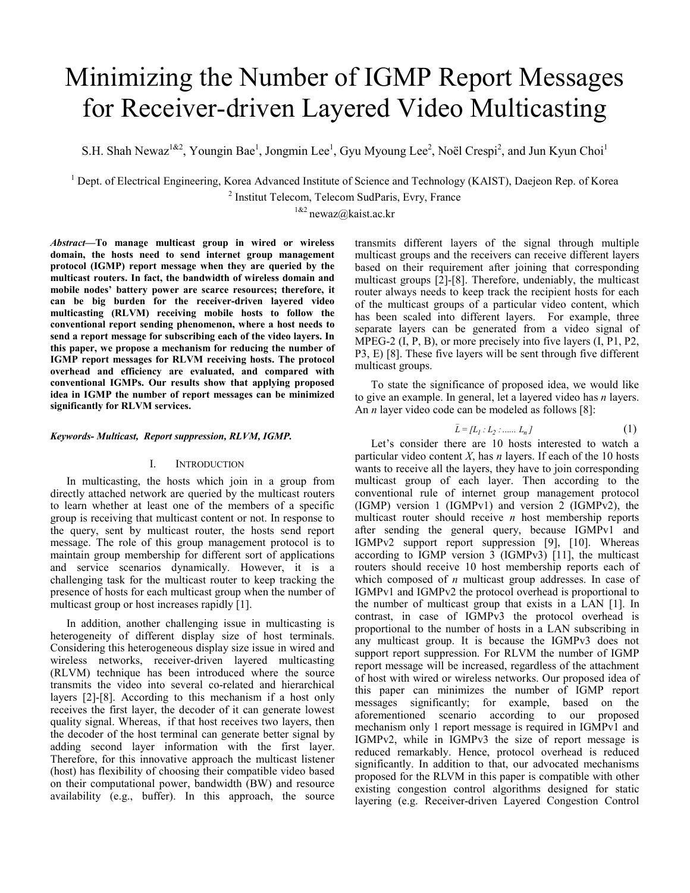# Minimizing the Number of IGMP Report Messages for Receiver-driven Layered Video Multicasting

S.H. Shah Newaz[1&2], Youngin Bae[1], Jongmin Lee[1], Gyu Myoung Lee[2], Noël Crespi[2], and Jun Kyun Choi[1]

[1] Dept. of Electrical Engineering, Korea Advanced Institute of Science and Technology (KAIST), Daejeon Rep. of Korea

[2] Institut Telecom, Telecom SudParis, Evry, France

[1&2] newaz@kaist.ac.kr

***Abstract*—To manage multicast group in wired or wireless domain, the hosts need to send internet group management protocol (IGMP) report message when they are queried by the multicast routers. In fact, the bandwidth of wireless domain and mobile nodes' battery power are scarce resources; therefore, it can be big burden for the receiver-driven layered video multicasting (RLVM) receiving mobile hosts to follow the conventional report sending phenomenon, where a host needs to send a report message for subscribing each of the video layers. In this paper, we propose a mechanism for reducing the number of IGMP report messages for RLVM receiving hosts. The protocol overhead and efficiency are evaluated, and compared with conventional IGMPs. Our results show that applying proposed idea in IGMP the number of report messages can be minimized significantly for RLVM services.**

***Keywords- Multicast, Report suppression, RLVM, IGMP.***

## I. Introduction

In multicasting, the hosts which join in a group from directly attached network are queried by the multicast routers to learn whether at least one of the members of a specific group is receiving that multicast content or not. In response to the query, sent by multicast router, the hosts send report message. The role of this group management protocol is to maintain group membership for different sort of applications and service scenarios dynamically. However, it is a challenging task for the multicast router to keep tracking the presence of hosts for each multicast group when the number of multicast group or host increases rapidly [1].

In addition, another challenging issue in multicasting is heterogeneity of different display size of host terminals. Considering this heterogeneous display size issue in wired and wireless networks, receiver-driven layered multicasting (RLVM) technique has been introduced where the source transmits the video into several co-related and hierarchical layers [2]-[8]. According to this mechanism if a host only receives the first layer, the decoder of it can generate lowest quality signal. Whereas, if that host receives two layers, then the decoder of the host terminal can generate better signal by adding second layer information with the first layer. Therefore, for this innovative approach the multicast listener (host) has flexibility of choosing their compatible video based on their computational power, bandwidth (BW) and resource availability (e.g., buffer). In this approach, the source transmits different layers of the signal through multiple multicast groups and the receivers can receive different layers based on their requirement after joining that corresponding multicast groups [2]-[8]. Therefore, undeniably, the multicast router always needs to keep track the recipient hosts for each of the multicast groups of a particular video content, which has been scaled into different layers. For example, three separate layers can be generated from a video signal of MPEG-2 (I, P, B), or more precisely into five layers (I, P1, P2, P3, E) [8]. These five layers will be sent through five different multicast groups.

To state the significance of proposed idea, we would like to give an example. In general, let a layered video has *n* layers. An *n* layer video code can be modeled as follows [8]:

$$\bar{L} = [L_1 : L_2 : \ldots\ldots L_n] \tag{1}$$

Let's consider there are 10 hosts interested to watch a particular video content *X*, has *n* layers. If each of the 10 hosts wants to receive all the layers, they have to join corresponding multicast group of each layer. Then according to the conventional rule of internet group management protocol (IGMP) version 1 (IGMPv1) and version 2 (IGMPv2), the multicast router should receive *n* host membership reports after sending the general query, because IGMPv1 and IGMPv2 support report suppression [9], [10]. Whereas according to IGMP version 3 (IGMPv3) [11], the multicast routers should receive 10 host membership reports each of which composed of *n* multicast group addresses. In case of IGMPv1 and IGMPv2 the protocol overhead is proportional to the number of multicast group that exists in a LAN [1]. In contrast, in case of IGMPv3 the protocol overhead is proportional to the number of hosts in a LAN subscribing in any multicast group. It is because the IGMPv3 does not support report suppression. For RLVM the number of IGMP report message will be increased, regardless of the attachment of host with wired or wireless networks. Our proposed idea of this paper can minimizes the number of IGMP report messages significantly; for example, based on the aforementioned scenario according to our proposed mechanism only 1 report message is required in IGMPv1 and IGMPv2, while in IGMPv3 the size of report message is reduced remarkably. Hence, protocol overhead is reduced significantly. In addition to that, our advocated mechanisms proposed for the RLVM in this paper is compatible with other existing congestion control algorithms designed for static layering (e.g. Receiver-driven Layered Congestion Control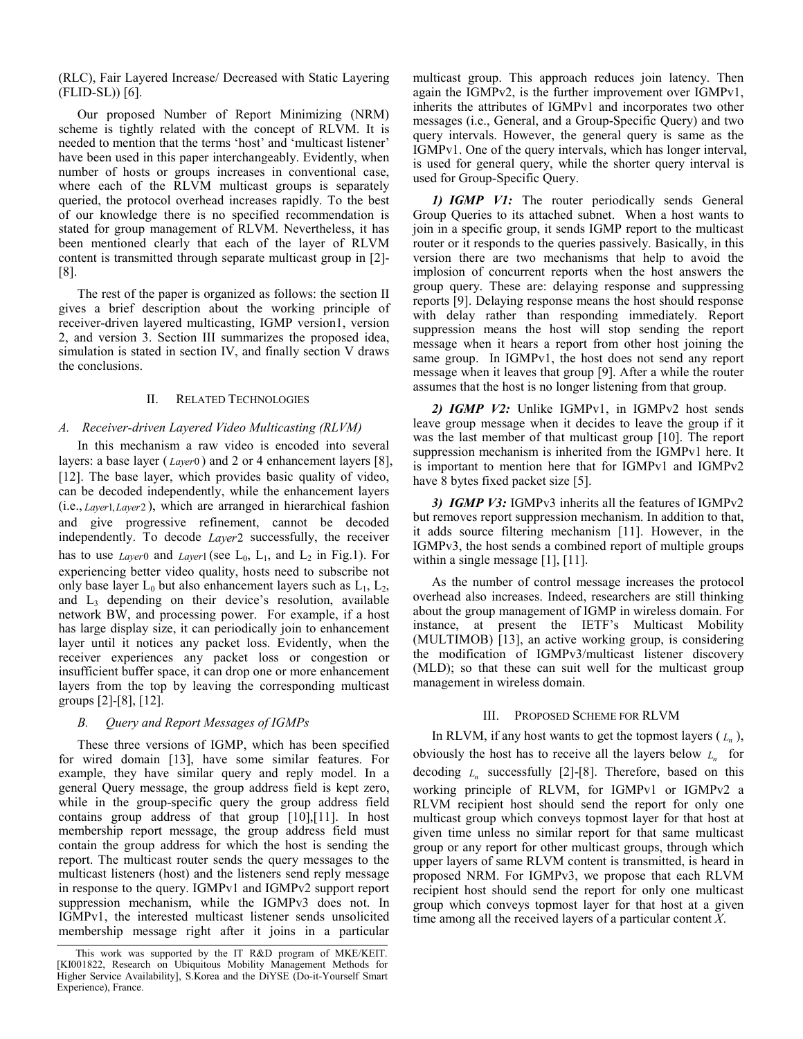(RLC), Fair Layered Increase/ Decreased with Static Layering (FLID-SL)) [6].

Our proposed Number of Report Minimizing (NRM) scheme is tightly related with the concept of RLVM. It is needed to mention that the terms 'host' and 'multicast listener' have been used in this paper interchangeably. Evidently, when number of hosts or groups increases in conventional case, where each of the RLVM multicast groups is separately queried, the protocol overhead increases rapidly. To the best of our knowledge there is no specified recommendation is stated for group management of RLVM. Nevertheless, it has been mentioned clearly that each of the layer of RLVM content is transmitted through separate multicast group in [2]-[8].

The rest of the paper is organized as follows: the section II gives a brief description about the working principle of receiver-driven layered multicasting, IGMP version1, version 2, and version 3. Section III summarizes the proposed idea, simulation is stated in section IV, and finally section V draws the conclusions.

## II. Related Technologies

### *A. Receiver-driven Layered Video Multicasting (RLVM)*

In this mechanism a raw video is encoded into several layers: a base layer ($Layer0$) and 2 or 4 enhancement layers [8], [12]. The base layer, which provides basic quality of video, can be decoded independently, while the enhancement layers (i.e., $Layer1, Layer2$), which are arranged in hierarchical fashion and give progressive refinement, cannot be decoded independently. To decode $Layer2$ successfully, the receiver has to use $Layer0$ and $Layer1$ (see $L_0$, $L_1$, and $L_2$ in Fig.1). For experiencing better video quality, hosts need to subscribe not only base layer $L_0$ but also enhancement layers such as $L_1$, $L_2$, and $L_3$ depending on their device's resolution, available network BW, and processing power. For example, if a host has large display size, it can periodically join to enhancement layer until it notices any packet loss. Evidently, when the receiver experiences any packet loss or congestion or insufficient buffer space, it can drop one or more enhancement layers from the top by leaving the corresponding multicast groups [2]-[8], [12].

### *B. Query and Report Messages of IGMPs*

These three versions of IGMP, which has been specified for wired domain [13], have some similar features. For example, they have similar query and reply model. In a general Query message, the group address field is kept zero, while in the group-specific query the group address field contains group address of that group [10],[11]. In host membership report message, the group address field must contain the group address for which the host is sending the report. The multicast router sends the query messages to the multicast listeners (host) and the listeners send reply message in response to the query. IGMPv1 and IGMPv2 support report suppression mechanism, while the IGMPv3 does not. In IGMPv1, the interested multicast listener sends unsolicited membership message right after it joins in a particular multicast group. This approach reduces join latency. Then again the IGMPv2, is the further improvement over IGMPv1, inherits the attributes of IGMPv1 and incorporates two other messages (i.e., General, and a Group-Specific Query) and two query intervals. However, the general query is same as the IGMPv1. One of the query intervals, which has longer interval, is used for general query, while the shorter query interval is used for Group-Specific Query.

***1) IGMP V1:*** The router periodically sends General Group Queries to its attached subnet. When a host wants to join in a specific group, it sends IGMP report to the multicast router or it responds to the queries passively. Basically, in this version there are two mechanisms that help to avoid the implosion of concurrent reports when the host answers the group query. These are: delaying response and suppressing reports [9]. Delaying response means the host should response with delay rather than responding immediately. Report suppression means the host will stop sending the report message when it hears a report from other host joining the same group. In IGMPv1, the host does not send any report message when it leaves that group [9]. After a while the router assumes that the host is no longer listening from that group.

***2) IGMP V2:*** Unlike IGMPv1, in IGMPv2 host sends leave group message when it decides to leave the group if it was the last member of that multicast group [10]. The report suppression mechanism is inherited from the IGMPv1 here. It is important to mention here that for IGMPv1 and IGMPv2 have 8 bytes fixed packet size [5].

***3) IGMP V3:*** IGMPv3 inherits all the features of IGMPv2 but removes report suppression mechanism. In addition to that, it adds source filtering mechanism [11]. However, in the IGMPv3, the host sends a combined report of multiple groups within a single message [1], [11].

As the number of control message increases the protocol overhead also increases. Indeed, researchers are still thinking about the group management of IGMP in wireless domain. For instance, at present the IETF's Multicast Mobility (MULTIMOB) [13], an active working group, is considering the modification of IGMPv3/multicast listener discovery (MLD); so that these can suit well for the multicast group management in wireless domain.

## III. Proposed Scheme for RLVM

In RLVM, if any host wants to get the topmost layers ($L_n$), obviously the host has to receive all the layers below $L_n$ for decoding $L_n$ successfully [2]-[8]. Therefore, based on this working principle of RLVM, for IGMPv1 or IGMPv2 a RLVM recipient host should send the report for only one multicast group which conveys topmost layer for that host at given time unless no similar report for that same multicast group or any report for other multicast groups, through which upper layers of same RLVM content is transmitted, is heard in proposed NRM. For IGMPv3, we propose that each RLVM recipient host should send the report for only one multicast group which conveys topmost layer for that host at a given time among all the received layers of a particular content *X*.

This work was supported by the IT R&D program of MKE/KEIT. [KI001822, Research on Ubiquitous Mobility Management Methods for Higher Service Availability], S.Korea and the DiYSE (Do-it-Yourself Smart Experience), France.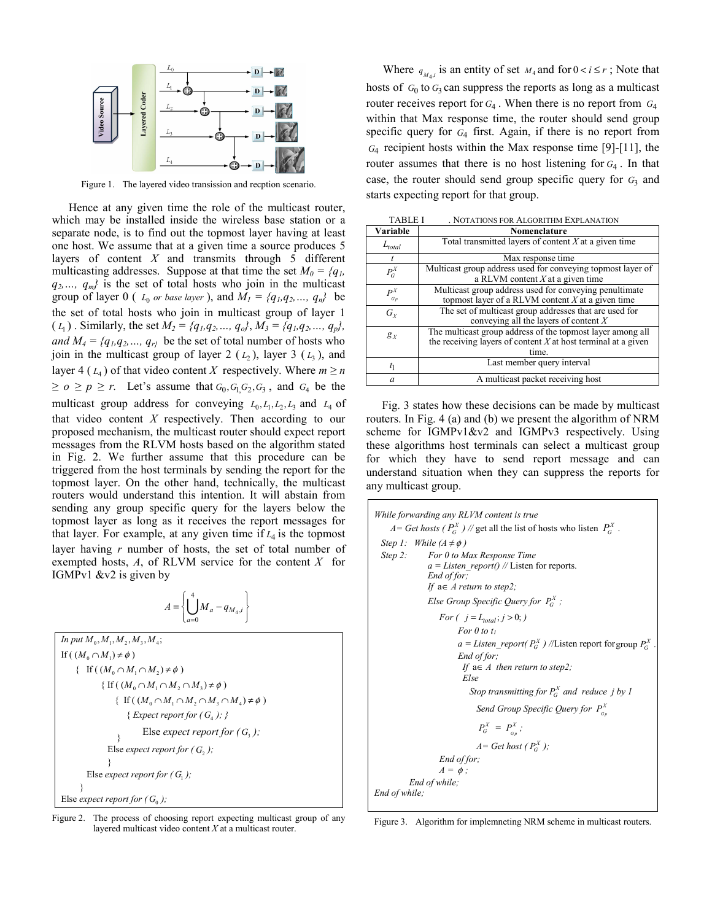Figure 1. The layered video transission and recption scenario.

Hence at any given time the role of the multicast router, which may be installed inside the wireless base station or a separate node, is to find out the topmost layer having at least one host. We assume that at a given time a source produces 5 layers of content $X$ and transmits through 5 different multicasting addresses. Suppose at that time the set $M_0 = \{q_1, q_2, ..., q_m\}$ is the set of total hosts who join in the multicast group of layer 0 ( $L_0$ *or base layer* ), and $M_1 = \{q_1, q_2, ..., q_n\}$ be the set of total hosts who join in multicast group of layer 1 ( $L_1$ ) . Similarly, the set $M_2 = \{q_1, q_2, ..., q_o\}$, $M_3 = \{q_1, q_2, ..., q_p\}$, *and* $M_4 = \{q_1, q_2, ..., q_r\}$ be the set of total number of hosts who join in the multicast group of layer 2 ($L_2$), layer 3 ($L_3$), and layer 4 ($L_4$) of that video content $X$ respectively. Where $m \geq n \geq o \geq p \geq r$. Let's assume that $G_0, G_1, G_2, G_3$ , and $G_4$ be the multicast group address for conveying $L_0, L_1, L_2, L_3$ and $L_4$ of that video content $X$ respectively. Then according to our proposed mechanism, the multicast router should expect report messages from the RLVM hosts based on the algorithm stated in Fig. 2. We further assume that this procedure can be triggered from the host terminals by sending the report for the topmost layer. On the other hand, technically, the multicast routers would understand this intention. It will abstain from sending any group specific query for the layers below the topmost layer as long as it receives the report messages for that layer. For example, at any given time if $L_4$ is the topmost layer having $r$ number of hosts, the set of total number of exempted hosts, $A$, of RLVM service for the content $X$ for IGMPv1 &v2 is given by

$$A = \left\{ \bigcup_{a=0}^{4} M_a - q_{M_4,i} \right\}$$

```
In put M0, M1, M2, M3, M4;
If ( (M0 ∩ M1) ≠ φ )
  {  If ( (M0 ∩ M1 ∩ M2) ≠ φ )
      { If ( (M0 ∩ M1 ∩ M2 ∩ M3) ≠ φ )
          {  If ( (M0 ∩ M1 ∩ M2 ∩ M3 ∩ M4) ≠ φ )
               { Expect report for ( G4 ); }
          }    Else expect report for ( G3 );
        Else expect report for ( G2 );
      }
    Else expect report for ( G1 );
  }
Else expect report for ( G0 );
```

Figure 2. The process of choosing report expecting multicast group of any layered multicast video content $X$ at a multicast router.

Where $q_{M_4,i}$ is an entity of set $M_4$ and for $0 < i \leq r$ ; Note that hosts of $G_0$ to $G_3$ can suppress the reports as long as a multicast router receives report for $G_4$ . When there is no report from $G_4$ within that Max response time, the router should send group specific query for $G_4$ first. Again, if there is no report from $G_4$ recipient hosts within the Max response time [9]-[11], the router assumes that there is no host listening for $G_4$ . In that case, the router should send group specific query for $G_3$ and starts expecting report for that group.

TABLE I . NOTATIONS FOR ALGORITHM EXPLANATION

| Variable | Nomenclature |
|---|---|
| $L_{total}$ | Total transmitted layers of content $X$ at a given time |
| $t$ | Max response time |
| $P_G^X$ | Multicast group address used for conveying topmost layer of a RLVM content $X$ at a given time |
| $P_{G_p}^X$ | Multicast group address used for conveying penultimate topmost layer of a RLVM content $X$ at a given time |
| $G_X$ | The set of multicast group addresses that are used for conveying all the layers of content $X$ |
| $g_X$ | The multicast group address of the topmost layer among all the receiving layers of content $X$ at host terminal at a given time. |
| $t_1$ | Last member query interval |
| $a$ | A multicast packet receiving host |

Fig. 3 states how these decisions can be made by multicast routers. In Fig. 4 (a) and (b) we present the algorithm of NRM scheme for IGMPv1&v2 and IGMPv3 respectively. Using these algorithms host terminals can select a multicast group for which they have to send report message and can understand situation when they can suppress the reports for any multicast group.

```
While forwarding any RLVM content is true
    A= Get hosts ( P_G^X ) // get all the list of hosts who listen P_G^X .
  Step 1:  While (A ≠ φ )
  Step 2:      For 0 to Max Response Time
                 a = Listen_report() // Listen for reports.
               End of for;
               If a∈ A return to step2;
               Else Group Specific Query for P_G^X ;
                   For ( j = L_total; j > 0; )
                       For 0 to t1
                       a = Listen_report( P_G^X ) //Listen report for group P_G^X .
                       End of for;
                        If a∈ A then return to step2;
                        Else
                          Stop transmitting for P_G^X and reduce j by 1
                            Send Group Specific Query for P_Gp^X
                            P_G^X = P_Gp^X ;
                            A= Get host ( P_G^X );
                   End of for;
                   A = φ ;
           End of while;
End of while;
```

Figure 3. Algorithm for implemneting NRM scheme in multicast routers.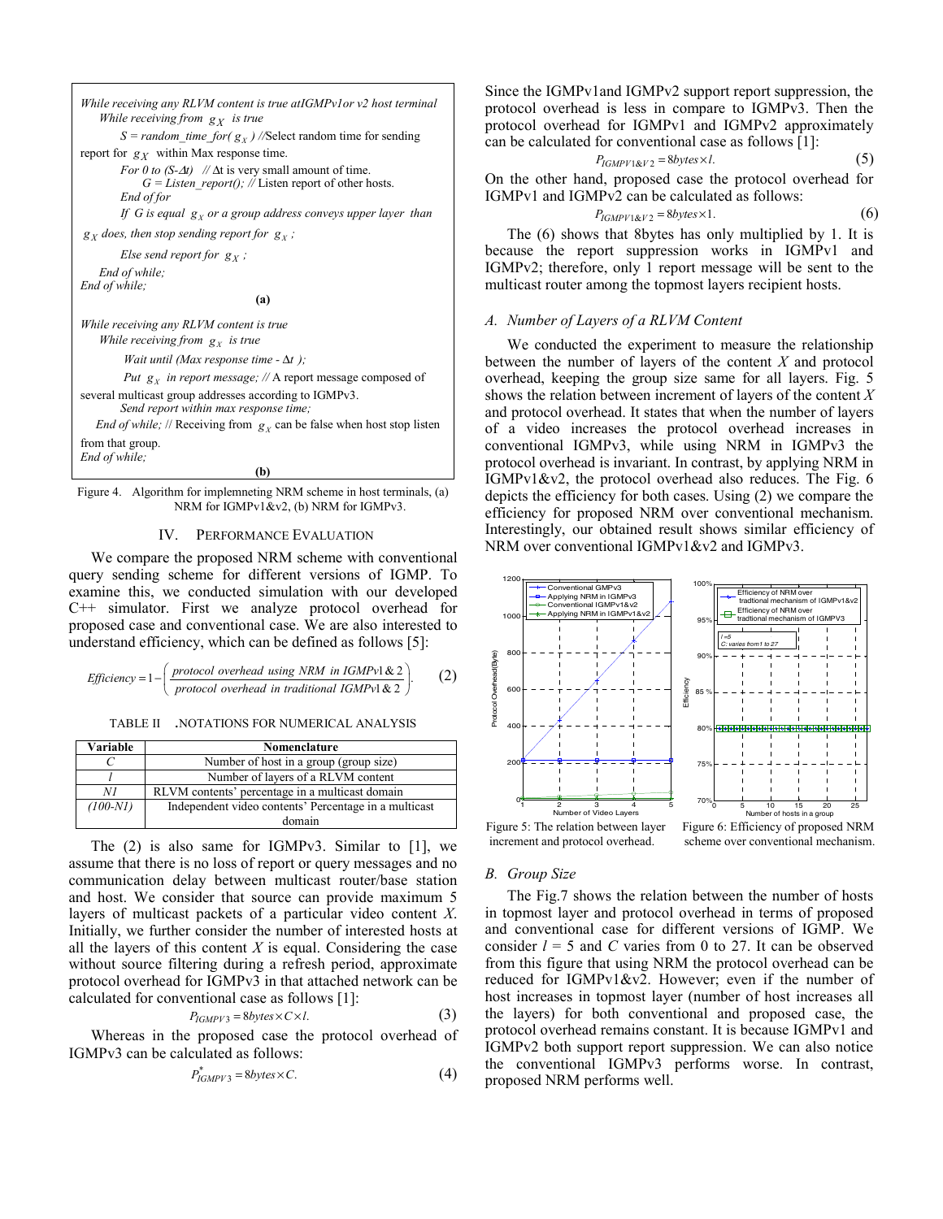*While receiving any RLVM content is true atIGMPv1or v2 host terminal*
*While receiving from $g_X$ is true*
*S = random_time_for( $g_X$ )* //Select random time for sending report for $g_X$ within Max response time.
*For 0 to (S-Δt)* // Δt is very small amount of time.
*G = Listen_report();* // Listen report of other hosts.
*End of for*
*If G is equal $g_X$ or a group address conveys upper layer than $g_X$ does, then stop sending report for $g_X$ ;*
*Else send report for $g_X$ ;*
*End of while;*
*End of while;*

**(a)**

*While receiving any RLVM content is true*
*While receiving from $g_X$ is true*
*Wait until (Max response time - Δt );*
*Put $g_X$ in report message;* // A report message composed of several multicast group addresses according to IGMPv3.
*Send report within max response time;*
*End of while;* // Receiving from $g_X$ can be false when host stop listen from that group.
*End of while;*

**(b)**

Figure 4. Algorithm for implemneting NRM scheme in host terminals, (a) NRM for IGMPv1&v2, (b) NRM for IGMPv3.

## IV. Performance Evaluation

We compare the proposed NRM scheme with conventional query sending scheme for different versions of IGMP. To examine this, we conducted simulation with our developed C++ simulator. First we analyze protocol overhead for proposed case and conventional case. We are also interested to understand efficiency, which can be defined as follows [5]:

$$Efficiency = 1 - \left( \frac{protocol\ overhead\ using\ NRM\ in\ IGMPv1\ \&\ 2}{protocol\ overhead\ in\ traditional\ IGMPv1\ \&\ 2} \right). \quad (2)$$

TABLE II .NOTATIONS FOR NUMERICAL ANALYSIS

| Variable | Nomenclature |
|---|---|
| $C$ | Number of host in a group (group size) |
| $l$ | Number of layers of a RLVM content |
| $N1$ | RLVM contents' percentage in a multicast domain |
| $(100\text{-}N1)$ | Independent video contents' Percentage in a multicast domain |

The (2) is also same for IGMPv3. Similar to [1], we assume that there is no loss of report or query messages and no communication delay between multicast router/base station and host. We consider that source can provide maximum 5 layers of multicast packets of a particular video content *X*. Initially, we further consider the number of interested hosts at all the layers of this content *X* is equal. Considering the case without source filtering during a refresh period, approximate protocol overhead for IGMPv3 in that attached network can be calculated for conventional case as follows [1]:

$$P_{IGMPV3} = 8bytes \times C \times l. \quad (3)$$

Whereas in the proposed case the protocol overhead of IGMPv3 can be calculated as follows:

$$P^{*}_{IGMPV3} = 8bytes \times C. \quad (4)$$

Since the IGMPv1and IGMPv2 support report suppression, the protocol overhead is less in compare to IGMPv3. Then the protocol overhead for IGMPv1 and IGMPv2 approximately can be calculated for conventional case as follows [1]:

$$P_{IGMPV1\&V2} = 8bytes \times l. \quad (5)$$

On the other hand, proposed case the protocol overhead for IGMPv1 and IGMPv2 can be calculated as follows:

$$P_{IGMPV1\&V2} = 8bytes \times 1. \quad (6)$$

The (6) shows that 8bytes has only multiplied by 1. It is because the report suppression works in IGMPv1 and IGMPv2; therefore, only 1 report message will be sent to the multicast router among the topmost layers recipient hosts.

### A. Number of Layers of a RLVM Content

We conducted the experiment to measure the relationship between the number of layers of the content *X* and protocol overhead, keeping the group size same for all layers. Fig. 5 shows the relation between increment of layers of the content *X* and protocol overhead. It states that when the number of layers of a video increases the protocol overhead increases in conventional IGMPv3, while using NRM in IGMPv3 the protocol overhead is invariant. In contrast, by applying NRM in IGMPv1&v2, the protocol overhead also reduces. The Fig. 6 depicts the efficiency for both cases. Using (2) we compare the efficiency for proposed NRM over conventional mechanism. Interestingly, our obtained result shows similar efficiency of NRM over conventional IGMPv1&v2 and IGMPv3.

Figure 5: The relation between layer increment and protocol overhead.

Figure 6: Efficiency of proposed NRM scheme over conventional mechanism.

### B. Group Size

The Fig.7 shows the relation between the number of hosts in topmost layer and protocol overhead in terms of proposed and conventional case for different versions of IGMP. We consider $l$ = 5 and $C$ varies from 0 to 27. It can be observed from this figure that using NRM the protocol overhead can be reduced for IGMPv1&v2. However; even if the number of host increases in topmost layer (number of host increases all the layers) for both conventional and proposed case, the protocol overhead remains constant. It is because IGMPv1 and IGMPv2 both support report suppression. We can also notice the conventional IGMPv3 performs worse. In contrast, proposed NRM performs well.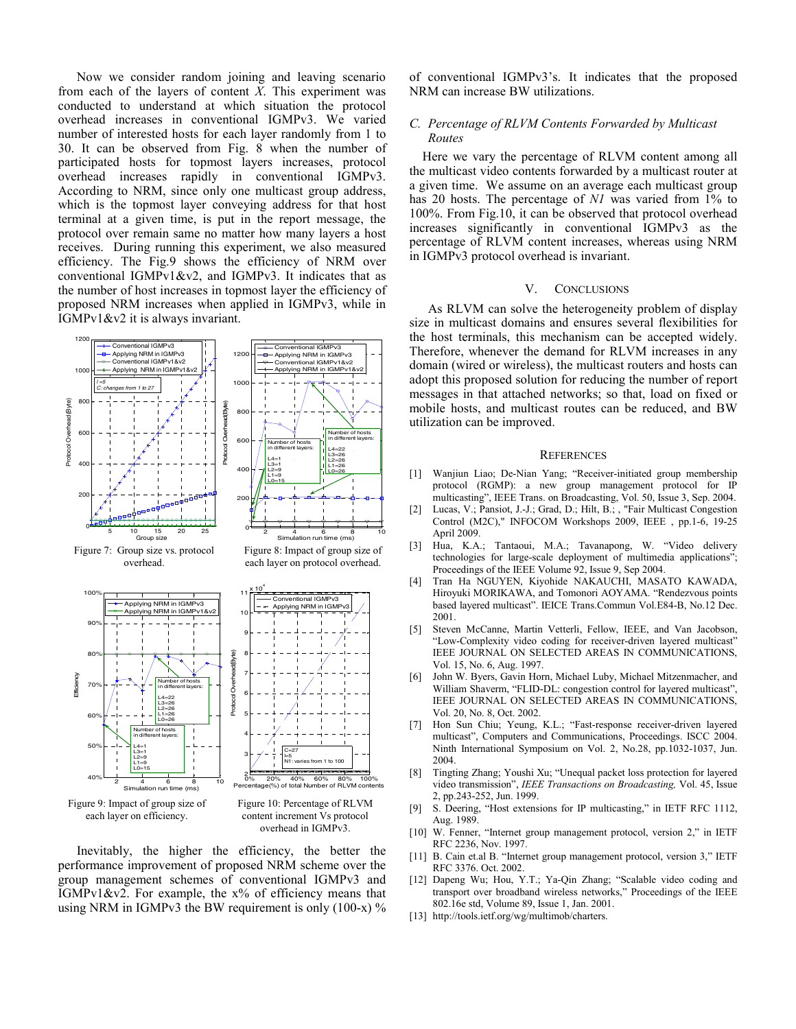Now we consider random joining and leaving scenario from each of the layers of content *X*. This experiment was conducted to understand at which situation the protocol overhead increases in conventional IGMPv3. We varied number of interested hosts for each layer randomly from 1 to 30. It can be observed from Fig. 8 when the number of participated hosts for topmost layers increases, protocol overhead increases rapidly in conventional IGMPv3. According to NRM, since only one multicast group address, which is the topmost layer conveying address for that host terminal at a given time, is put in the report message, the protocol over remain same no matter how many layers a host receives. During running this experiment, we also measured efficiency. The Fig.9 shows the efficiency of NRM over conventional IGMPv1&v2, and IGMPv3. It indicates that as the number of host increases in topmost layer the efficiency of proposed NRM increases when applied in IGMPv3, while in IGMPv1&v2 it is always invariant.

Conventional IGMPv3
Applying NRM in IGMPv3
Conventional IGMPv1&v2
Applying NRM in IGMPv1&v2
l=5
C: changes from 1 to 27
Protocol Overhead(Byte)
Group size
0 5 10 15 20 25
0 200 400 600 800 1000 1200

Figure 7: Group size vs. protocol overhead.

Conventional IGMPv3
Applying NRM in IGMPv3
Conventional IGMPv1&v2
Applying NRM in IGMPv1&v2
Number of hosts in different layers:
L4=1
L3=1
L2=9
L1=9
L0=15
Number of hosts in different layers:
L4=22
L3=26
L2=26
L1=26
L0=26
Protocol Overhead(Byte)
Simulation run time (ms)
0 200 400 600 800 1000 1200
2 4 6 8 10

Figure 8: Impact of group size of each layer on protocol overhead.

Applying NRM in IGMPv3
Applying NRM in IGMPv1&v2
Number of hosts in different layers:
L4=22
L3=26
L2=26
L1=26
L0=26
Number of hosts in different layers:
L4=1
L3=1
L2=9
L1=9
L0=15
Efficiency
Simulation run time (ms)
40% 50% 60% 70% 80% 90% 100%
2 4 6 8 10

Figure 9: Impact of group size of each layer on efficiency.

x 10^4
Conventional IGMPv3
Applying NRM in IGMPv3
C=27
l=5
N1: varies from 1 to 100
Protocol Overhead(Byte)
Percentage(%) of total Number of RLVM contents
2 3 4 5 6 7 8 9 10 11
0% 20% 40% 60% 80% 100%

Figure 10: Percentage of RLVM content increment Vs protocol overhead in IGMPv3.

Inevitably, the higher the efficiency, the better the performance improvement of proposed NRM scheme over the group management schemes of conventional IGMPv3 and IGMPv1&v2. For example, the x% of efficiency means that using NRM in IGMPv3 the BW requirement is only (100-x) % of conventional IGMPv3's. It indicates that the proposed NRM can increase BW utilizations.

### *C. Percentage of RLVM Contents Forwarded by Multicast Routes*

Here we vary the percentage of RLVM content among all the multicast video contents forwarded by a multicast router at a given time. We assume on an average each multicast group has 20 hosts. The percentage of *N1* was varied from 1% to 100%. From Fig.10, it can be observed that protocol overhead increases significantly in conventional IGMPv3 as the percentage of RLVM content increases, whereas using NRM in IGMPv3 protocol overhead is invariant.

## V. Conclusions

As RLVM can solve the heterogeneity problem of display size in multicast domains and ensures several flexibilities for the host terminals, this mechanism can be accepted widely. Therefore, whenever the demand for RLVM increases in any domain (wired or wireless), the multicast routers and hosts can adopt this proposed solution for reducing the number of report messages in that attached networks; so that, load on fixed or mobile hosts, and multicast routes can be reduced, and BW utilization can be improved.

## References

[1] Wanjiun Liao; De-Nian Yang; "Receiver-initiated group membership protocol (RGMP): a new group management protocol for IP multicasting", IEEE Trans. on Broadcasting, Vol. 50, Issue 3, Sep. 2004.

[2] Lucas, V.; Pansiot, J.-J.; Grad, D.; Hilt, B.; , "Fair Multicast Congestion Control (M2C)," INFOCOM Workshops 2009, IEEE , pp.1-6, 19-25 April 2009.

[3] Hua, K.A.; Tantaoui, M.A.; Tavanapong, W. "Video delivery technologies for large-scale deployment of multimedia applications"; Proceedings of the IEEE Volume 92, Issue 9, Sep 2004.

[4] Tran Ha NGUYEN, Kiyohide NAKAUCHI, MASATO KAWADA, Hiroyuki MORIKAWA, and Tomonori AOYAMA. "Rendezvous points based layered multicast". IEICE Trans.Commun Vol.E84-B, No.12 Dec. 2001.

[5] Steven McCanne, Martin Vetterli, Fellow, IEEE, and Van Jacobson, "Low-Complexity video coding for receiver-driven layered multicast" IEEE JOURNAL ON SELECTED AREAS IN COMMUNICATIONS, Vol. 15, No. 6, Aug. 1997.

[6] John W. Byers, Gavin Horn, Michael Luby, Michael Mitzenmacher, and William Shaverm, "FLID-DL: congestion control for layered multicast", IEEE JOURNAL ON SELECTED AREAS IN COMMUNICATIONS, Vol. 20, No. 8, Oct. 2002.

[7] Hon Sun Chiu; Yeung, K.L.; "Fast-response receiver-driven layered multicast", Computers and Communications, Proceedings. ISCC 2004. Ninth International Symposium on Vol. 2, No.28, pp.1032-1037, Jun. 2004.

[8] Tingting Zhang; Youshi Xu; "Unequal packet loss protection for layered video transmission", *IEEE Transactions on Broadcasting,* Vol. 45, Issue 2, pp.243-252, Jun. 1999.

[9] S. Deering, "Host extensions for IP multicasting," in IETF RFC 1112, Aug. 1989.

[10] W. Fenner, "Internet group management protocol, version 2," in IETF RFC 2236, Nov. 1997.

[11] B. Cain et.al B. "Internet group management protocol, version 3," IETF RFC 3376. Oct. 2002.

[12] Dapeng Wu; Hou, Y.T.; Ya-Qin Zhang; "Scalable video coding and transport over broadband wireless networks," Proceedings of the IEEE 802.16e std, Volume 89, Issue 1, Jan. 2001.

[13] http://tools.ietf.org/wg/multimob/charters.